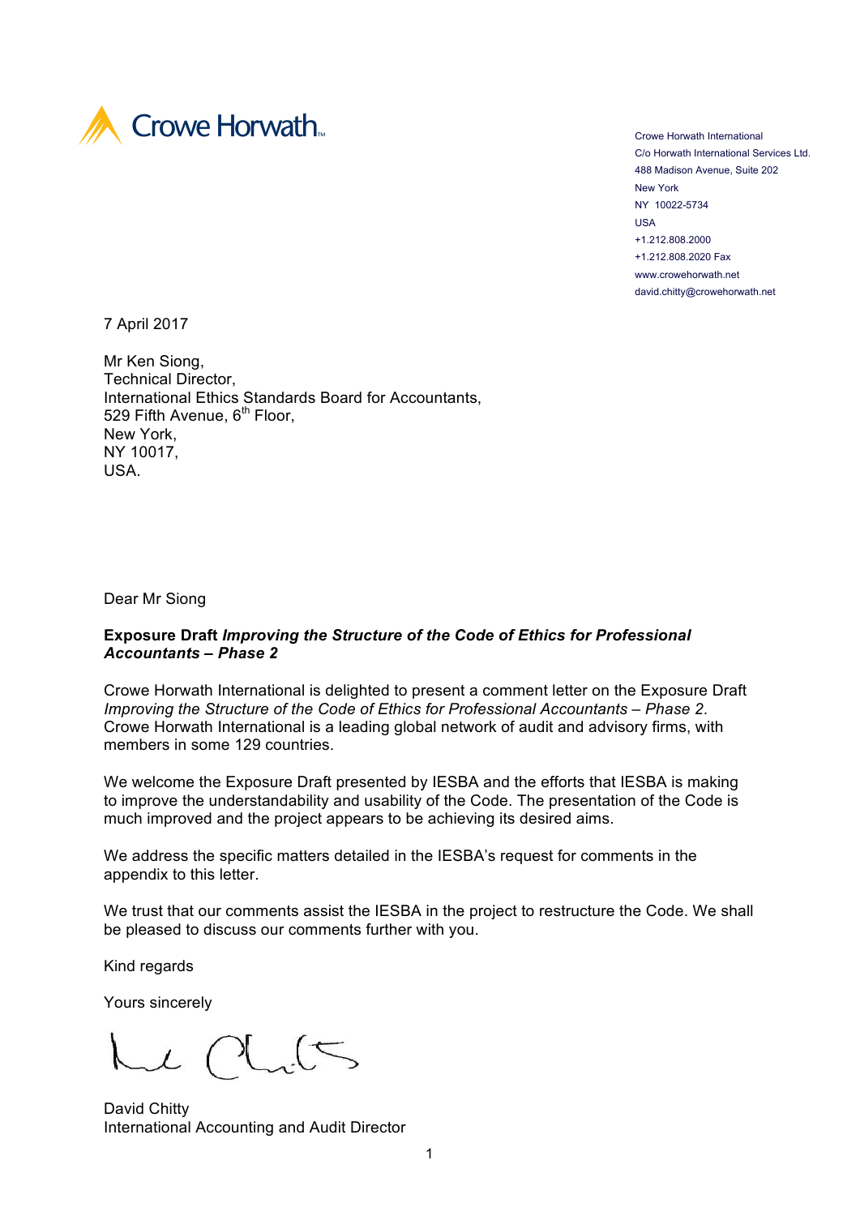Crowe Horwath

Crowe Horwath International
C/o Horwath International Services Ltd.
488 Madison Avenue, Suite 202
New York
NY 10022-5734
USA
+1.212.808.2000
+1.212.808.2020 Fax
www.crowehorwath.net
david.chitty@crowehorwath.net

7 April 2017

Mr Ken Siong,
Technical Director,
International Ethics Standards Board for Accountants,
529 Fifth Avenue, 6th Floor,
New York,
NY 10017,
USA.

Dear Mr Siong

**Exposure Draft *Improving the Structure of the Code of Ethics for Professional Accountants – Phase 2***

Crowe Horwath International is delighted to present a comment letter on the Exposure Draft *Improving the Structure of the Code of Ethics for Professional Accountants – Phase 2*. Crowe Horwath International is a leading global network of audit and advisory firms, with members in some 129 countries.

We welcome the Exposure Draft presented by IESBA and the efforts that IESBA is making to improve the understandability and usability of the Code. The presentation of the Code is much improved and the project appears to be achieving its desired aims.

We address the specific matters detailed in the IESBA's request for comments in the appendix to this letter.

We trust that our comments assist the IESBA in the project to restructure the Code. We shall be pleased to discuss our comments further with you.

Kind regards

Yours sincerely

David Chitty
International Accounting and Audit Director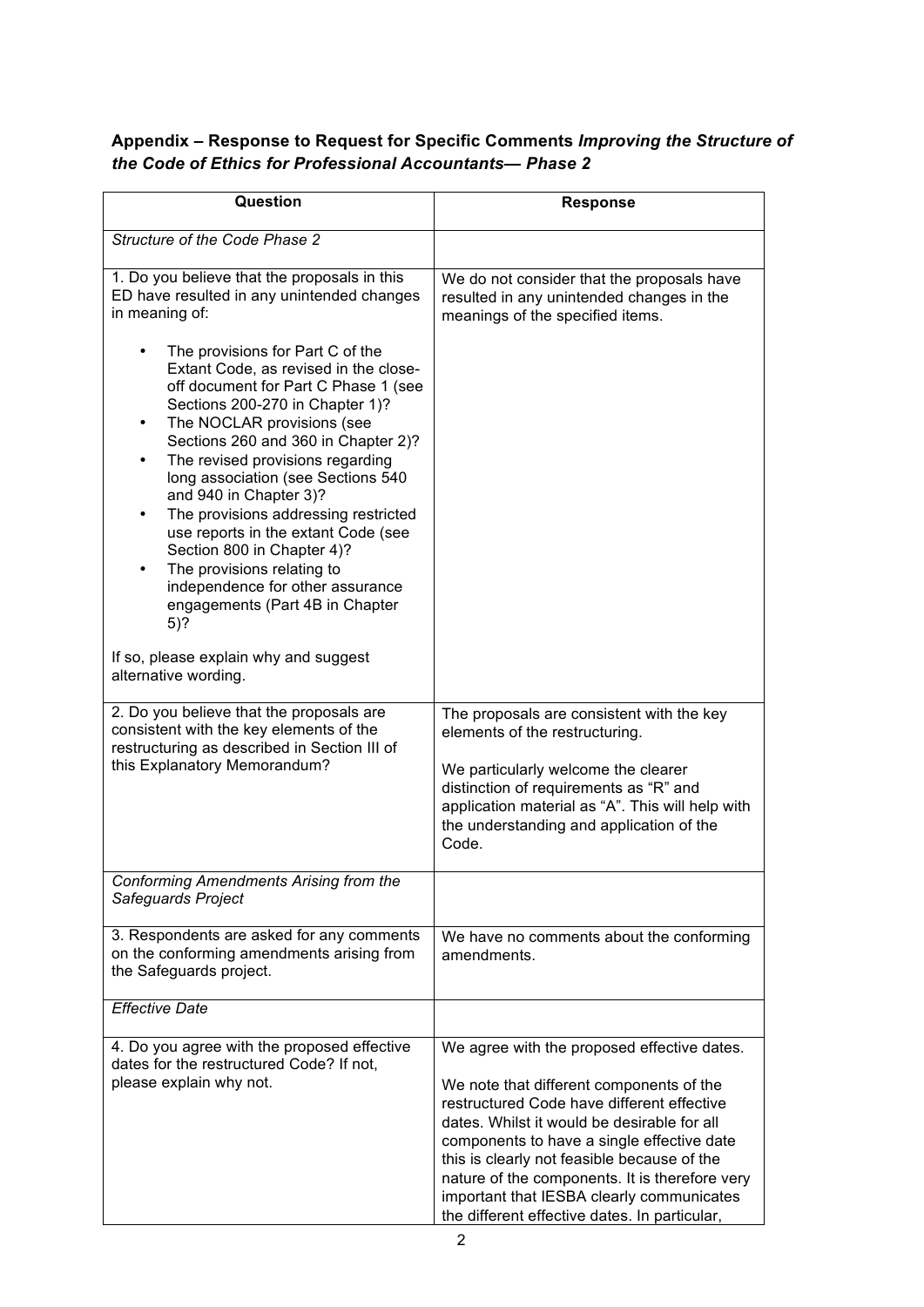**Appendix – Response to Request for Specific Comments *Improving the Structure of the Code of Ethics for Professional Accountants— Phase 2***

| Question | Response |
|---|---|
| *Structure of the Code Phase 2* | |
| 1. Do you believe that the proposals in this ED have resulted in any unintended changes in meaning of:<br><br>• The provisions for Part C of the Extant Code, as revised in the close-off document for Part C Phase 1 (see Sections 200-270 in Chapter 1)?<br>• The NOCLAR provisions (see Sections 260 and 360 in Chapter 2)?<br>• The revised provisions regarding long association (see Sections 540 and 940 in Chapter 3)?<br>• The provisions addressing restricted use reports in the extant Code (see Section 800 in Chapter 4)?<br>• The provisions relating to independence for other assurance engagements (Part 4B in Chapter 5)?<br><br>If so, please explain why and suggest alternative wording. | We do not consider that the proposals have resulted in any unintended changes in the meanings of the specified items. |
| 2. Do you believe that the proposals are consistent with the key elements of the restructuring as described in Section III of this Explanatory Memorandum? | The proposals are consistent with the key elements of the restructuring.<br><br>We particularly welcome the clearer distinction of requirements as "R" and application material as "A". This will help with the understanding and application of the Code. |
| *Conforming Amendments Arising from the Safeguards Project* | |
| 3. Respondents are asked for any comments on the conforming amendments arising from the Safeguards project. | We have no comments about the conforming amendments. |
| *Effective Date* | |
| 4. Do you agree with the proposed effective dates for the restructured Code? If not, please explain why not. | We agree with the proposed effective dates.<br><br>We note that different components of the restructured Code have different effective dates. Whilst it would be desirable for all components to have a single effective date this is clearly not feasible because of the nature of the components. It is therefore very important that IESBA clearly communicates the different effective dates. In particular, |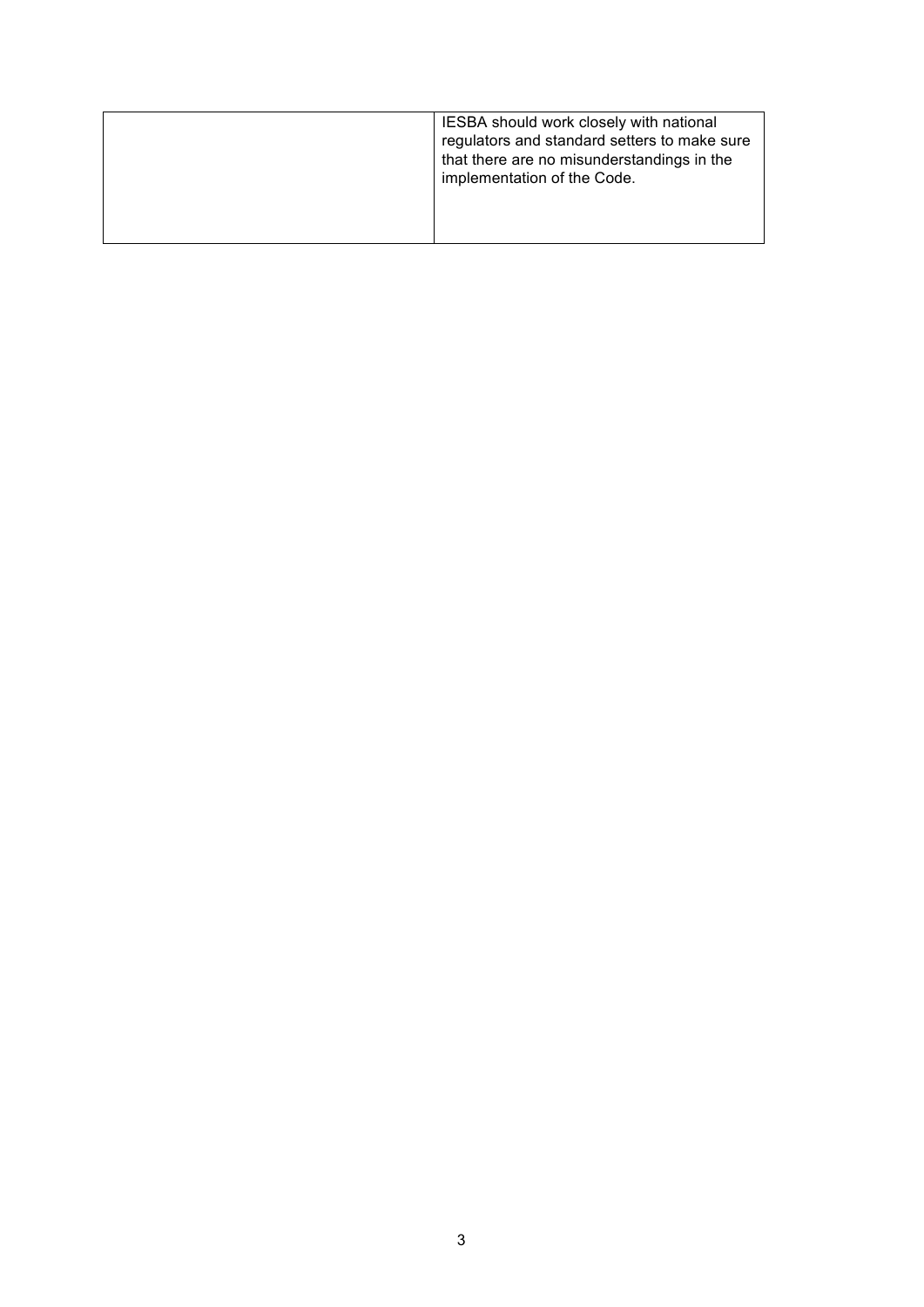| | |
|---|---|
| | IESBA should work closely with national regulators and standard setters to make sure that there are no misunderstandings in the implementation of the Code. |